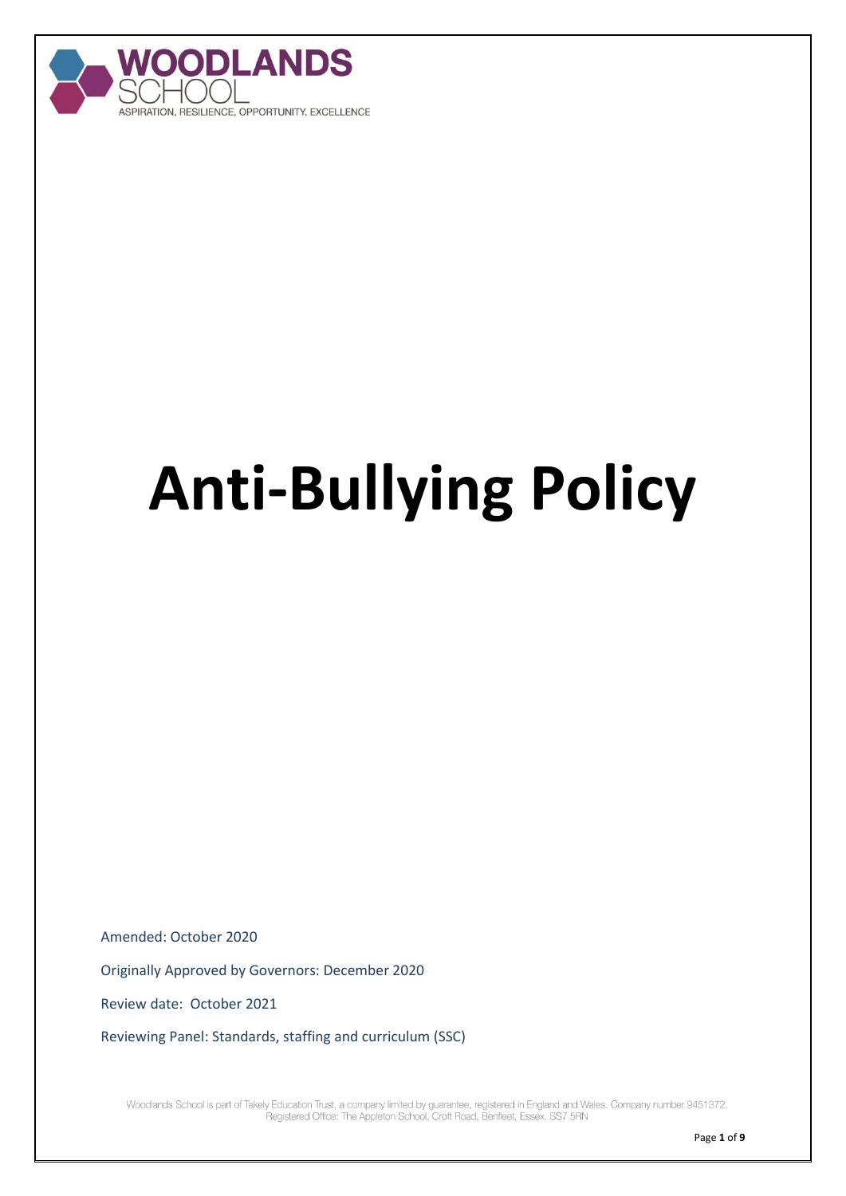WOODLANDS SCHOOL

ASPIRATION, RESILIENCE, OPPORTUNITY, EXCELLENCE

# Anti-Bullying Policy

Amended: October 2020

Originally Approved by Governors: December 2020

Review date: October 2021

Reviewing Panel: Standards, staffing and curriculum (SSC)

Woodlands School is part of Takely Education Trust, a company limited by guarantee, registered in England and Wales. Company number 9451372. Registered Office: The Appleton School, Croft Road, Benfleet, Essex, SS7 5RN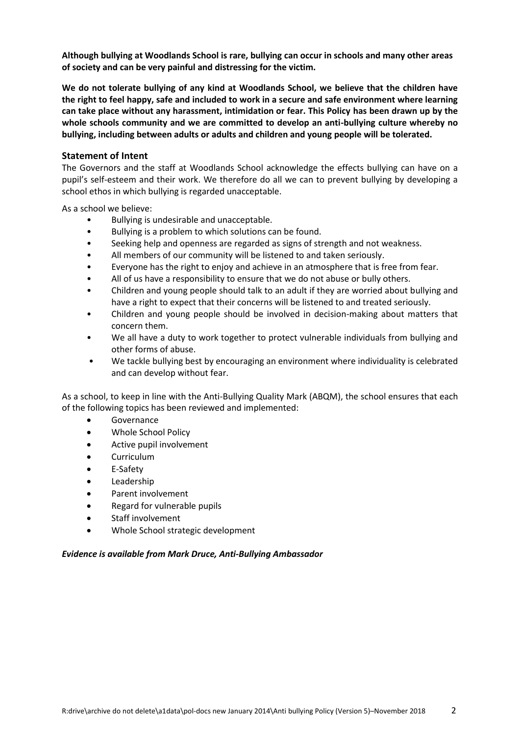**Although bullying at Woodlands School is rare, bullying can occur in schools and many other areas of society and can be very painful and distressing for the victim.**

**We do not tolerate bullying of any kind at Woodlands School, we believe that the children have the right to feel happy, safe and included to work in a secure and safe environment where learning can take place without any harassment, intimidation or fear. This Policy has been drawn up by the whole schools community and we are committed to develop an anti-bullying culture whereby no bullying, including between adults or adults and children and young people will be tolerated.**

## Statement of Intent

The Governors and the staff at Woodlands School acknowledge the effects bullying can have on a pupil's self-esteem and their work. We therefore do all we can to prevent bullying by developing a school ethos in which bullying is regarded unacceptable.

As a school we believe:

- Bullying is undesirable and unacceptable.
- Bullying is a problem to which solutions can be found.
- Seeking help and openness are regarded as signs of strength and not weakness.
- All members of our community will be listened to and taken seriously.
- Everyone has the right to enjoy and achieve in an atmosphere that is free from fear.
- All of us have a responsibility to ensure that we do not abuse or bully others.
- Children and young people should talk to an adult if they are worried about bullying and have a right to expect that their concerns will be listened to and treated seriously.
- Children and young people should be involved in decision-making about matters that concern them.
- We all have a duty to work together to protect vulnerable individuals from bullying and other forms of abuse.
- We tackle bullying best by encouraging an environment where individuality is celebrated and can develop without fear.

As a school, to keep in line with the Anti-Bullying Quality Mark (ABQM), the school ensures that each of the following topics has been reviewed and implemented:

- Governance
- Whole School Policy
- Active pupil involvement
- Curriculum
- E-Safety
- Leadership
- Parent involvement
- Regard for vulnerable pupils
- Staff involvement
- Whole School strategic development

***Evidence is available from Mark Druce, Anti-Bullying Ambassador***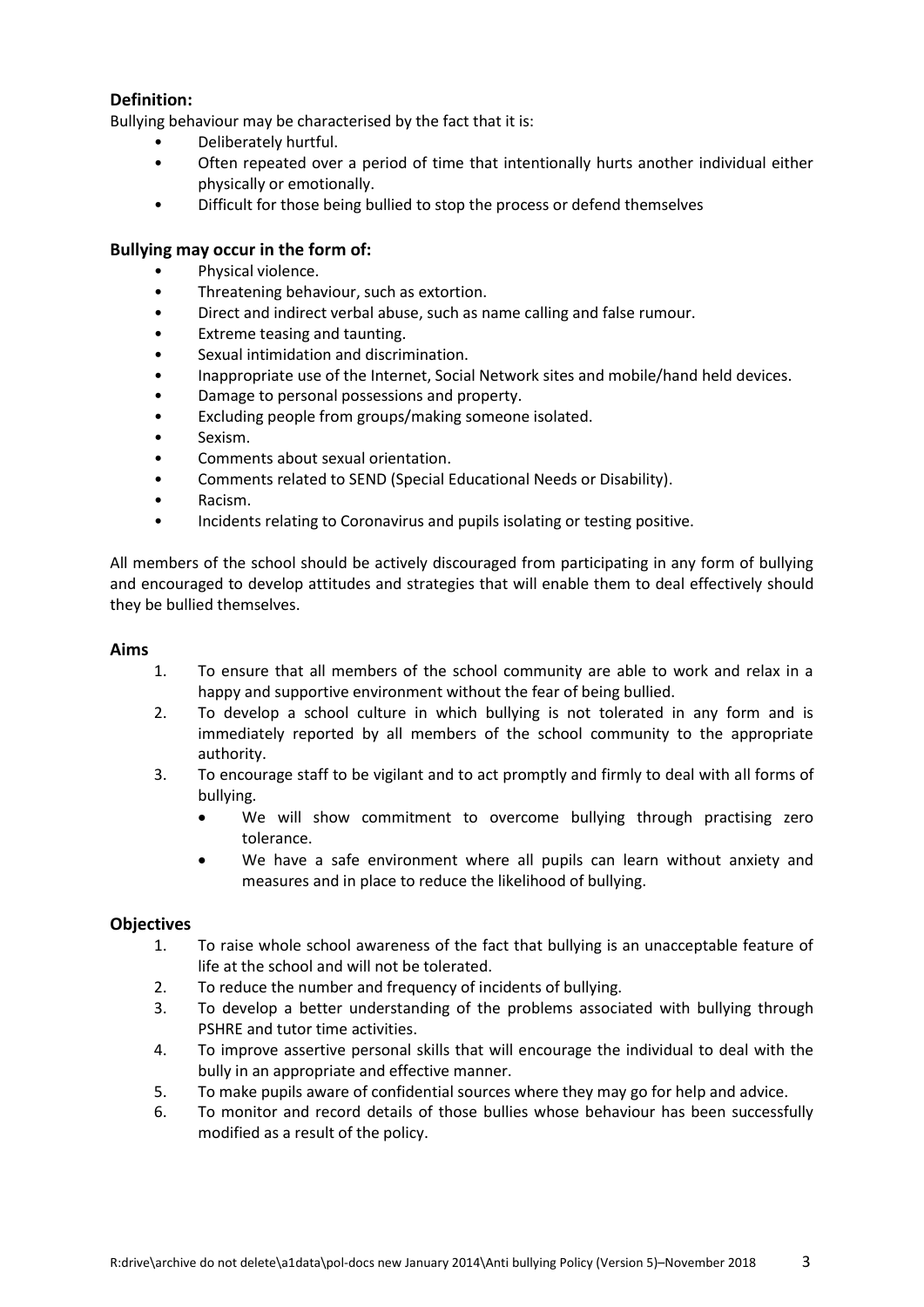### Definition:

Bullying behaviour may be characterised by the fact that it is:

- Deliberately hurtful.
- Often repeated over a period of time that intentionally hurts another individual either physically or emotionally.
- Difficult for those being bullied to stop the process or defend themselves

### Bullying may occur in the form of:

- Physical violence.
- Threatening behaviour, such as extortion.
- Direct and indirect verbal abuse, such as name calling and false rumour.
- Extreme teasing and taunting.
- Sexual intimidation and discrimination.
- Inappropriate use of the Internet, Social Network sites and mobile/hand held devices.
- Damage to personal possessions and property.
- Excluding people from groups/making someone isolated.
- Sexism.
- Comments about sexual orientation.
- Comments related to SEND (Special Educational Needs or Disability).
- Racism.
- Incidents relating to Coronavirus and pupils isolating or testing positive.

All members of the school should be actively discouraged from participating in any form of bullying and encouraged to develop attitudes and strategies that will enable them to deal effectively should they be bullied themselves.

### Aims

1. To ensure that all members of the school community are able to work and relax in a happy and supportive environment without the fear of being bullied.
2. To develop a school culture in which bullying is not tolerated in any form and is immediately reported by all members of the school community to the appropriate authority.
3. To encourage staff to be vigilant and to act promptly and firmly to deal with all forms of bullying.
   - We will show commitment to overcome bullying through practising zero tolerance.
   - We have a safe environment where all pupils can learn without anxiety and measures and in place to reduce the likelihood of bullying.

### Objectives

1. To raise whole school awareness of the fact that bullying is an unacceptable feature of life at the school and will not be tolerated.
2. To reduce the number and frequency of incidents of bullying.
3. To develop a better understanding of the problems associated with bullying through PSHRE and tutor time activities.
4. To improve assertive personal skills that will encourage the individual to deal with the bully in an appropriate and effective manner.
5. To make pupils aware of confidential sources where they may go for help and advice.
6. To monitor and record details of those bullies whose behaviour has been successfully modified as a result of the policy.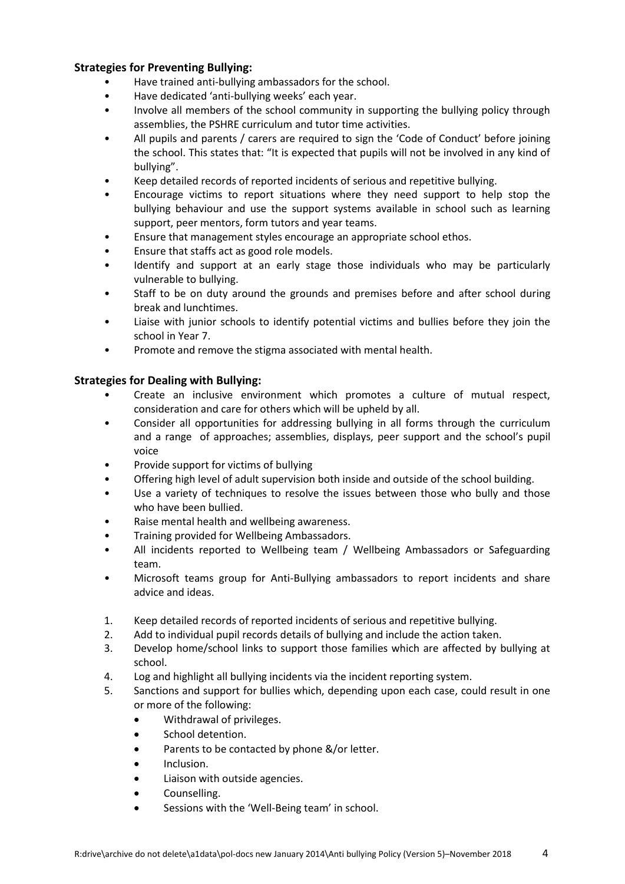### Strategies for Preventing Bullying:

- Have trained anti-bullying ambassadors for the school.
- Have dedicated 'anti-bullying weeks' each year.
- Involve all members of the school community in supporting the bullying policy through assemblies, the PSHRE curriculum and tutor time activities.
- All pupils and parents / carers are required to sign the 'Code of Conduct' before joining the school. This states that: "It is expected that pupils will not be involved in any kind of bullying".
- Keep detailed records of reported incidents of serious and repetitive bullying.
- Encourage victims to report situations where they need support to help stop the bullying behaviour and use the support systems available in school such as learning support, peer mentors, form tutors and year teams.
- Ensure that management styles encourage an appropriate school ethos.
- Ensure that staffs act as good role models.
- Identify and support at an early stage those individuals who may be particularly vulnerable to bullying.
- Staff to be on duty around the grounds and premises before and after school during break and lunchtimes.
- Liaise with junior schools to identify potential victims and bullies before they join the school in Year 7.
- Promote and remove the stigma associated with mental health.

### Strategies for Dealing with Bullying:

- Create an inclusive environment which promotes a culture of mutual respect, consideration and care for others which will be upheld by all.
- Consider all opportunities for addressing bullying in all forms through the curriculum and a range of approaches; assemblies, displays, peer support and the school's pupil voice
- Provide support for victims of bullying
- Offering high level of adult supervision both inside and outside of the school building.
- Use a variety of techniques to resolve the issues between those who bully and those who have been bullied.
- Raise mental health and wellbeing awareness.
- Training provided for Wellbeing Ambassadors.
- All incidents reported to Wellbeing team / Wellbeing Ambassadors or Safeguarding team.
- Microsoft teams group for Anti-Bullying ambassadors to report incidents and share advice and ideas.

1. Keep detailed records of reported incidents of serious and repetitive bullying.
2. Add to individual pupil records details of bullying and include the action taken.
3. Develop home/school links to support those families which are affected by bullying at school.
4. Log and highlight all bullying incidents via the incident reporting system.
5. Sanctions and support for bullies which, depending upon each case, could result in one or more of the following:
    - Withdrawal of privileges.
    - School detention.
    - Parents to be contacted by phone &/or letter.
    - Inclusion.
    - Liaison with outside agencies.
    - Counselling.
    - Sessions with the 'Well-Being team' in school.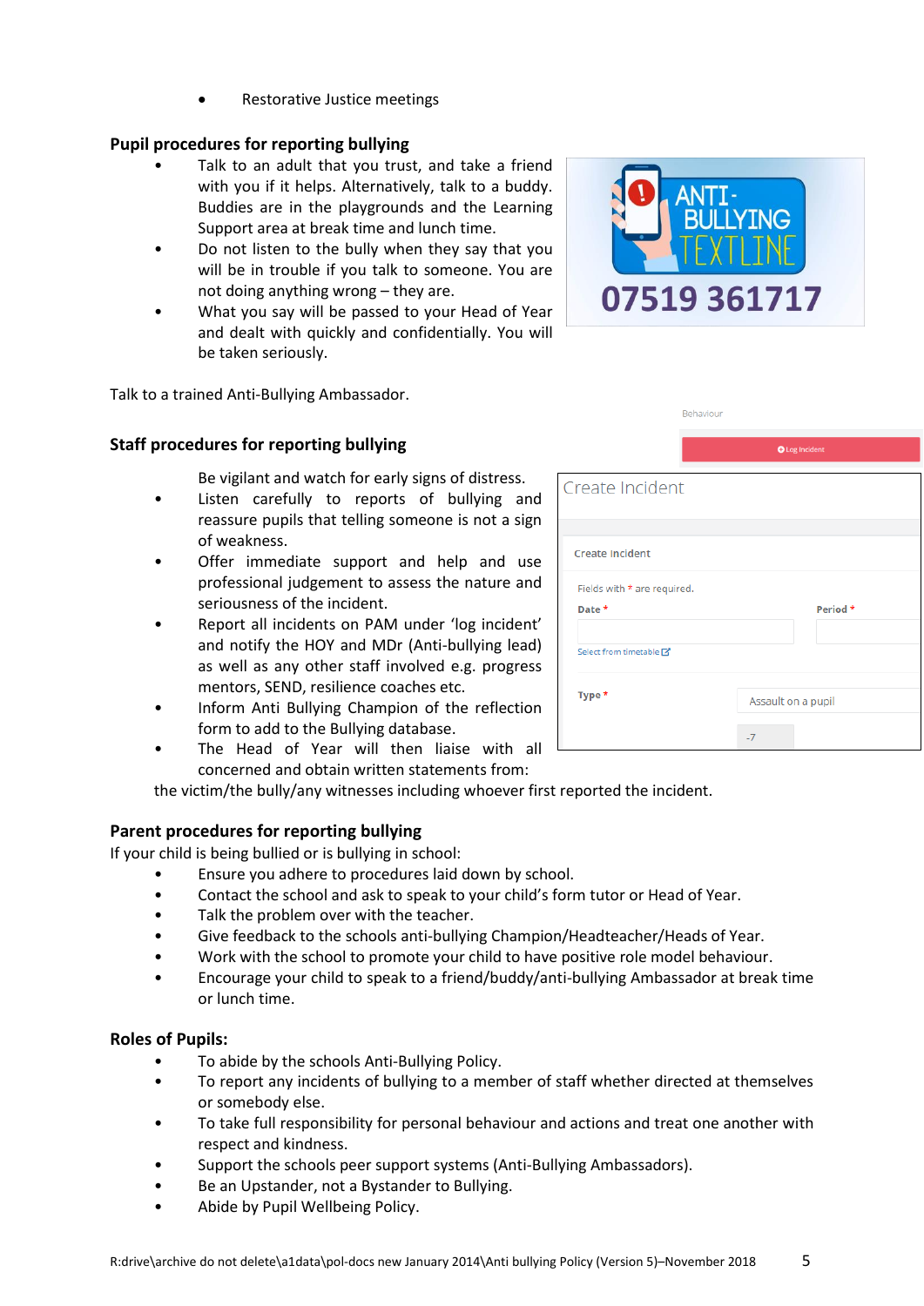- Restorative Justice meetings

**Pupil procedures for reporting bullying**

- Talk to an adult that you trust, and take a friend with you if it helps. Alternatively, talk to a buddy. Buddies are in the playgrounds and the Learning Support area at break time and lunch time.
- Do not listen to the bully when they say that you will be in trouble if you talk to someone. You are not doing anything wrong – they are.
- What you say will be passed to your Head of Year and dealt with quickly and confidentially. You will be taken seriously.

ANTI-BULLYING TEXTLINE
07519 361717

Talk to a trained Anti-Bullying Ambassador.

**Staff procedures for reporting bullying**

Be vigilant and watch for early signs of distress.

- Listen carefully to reports of bullying and reassure pupils that telling someone is not a sign of weakness.
- Offer immediate support and help and use professional judgement to assess the nature and seriousness of the incident.
- Report all incidents on PAM under 'log incident' and notify the HOY and MDr (Anti-bullying lead) as well as any other staff involved e.g. progress mentors, SEND, resilience coaches etc.
- Inform Anti Bullying Champion of the reflection form to add to the Bullying database.
- The Head of Year will then liaise with all concerned and obtain written statements from: the victim/the bully/any witnesses including whoever first reported the incident.

**Parent procedures for reporting bullying**

If your child is being bullied or is bullying in school:

- Ensure you adhere to procedures laid down by school.
- Contact the school and ask to speak to your child's form tutor or Head of Year.
- Talk the problem over with the teacher.
- Give feedback to the schools anti-bullying Champion/Headteacher/Heads of Year.
- Work with the school to promote your child to have positive role model behaviour.
- Encourage your child to speak to a friend/buddy/anti-bullying Ambassador at break time or lunch time.

**Roles of Pupils:**

- To abide by the schools Anti-Bullying Policy.
- To report any incidents of bullying to a member of staff whether directed at themselves or somebody else.
- To take full responsibility for personal behaviour and actions and treat one another with respect and kindness.
- Support the schools peer support systems (Anti-Bullying Ambassadors).
- Be an Upstander, not a Bystander to Bullying.
- Abide by Pupil Wellbeing Policy.

R:drive\archive do not delete\a1data\pol-docs new January 2014\Anti bullying Policy (Version 5)–November 2018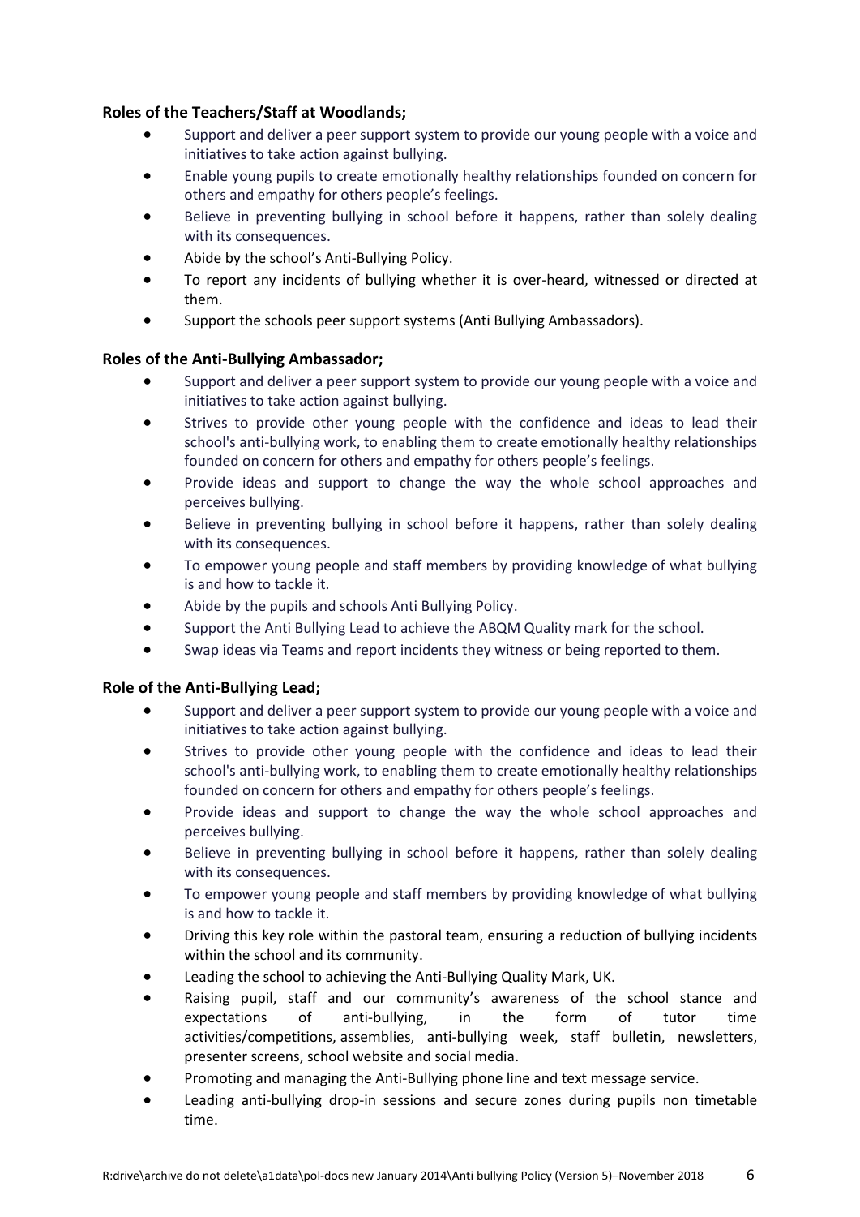**Roles of the Teachers/Staff at Woodlands;**

- Support and deliver a peer support system to provide our young people with a voice and initiatives to take action against bullying.
- Enable young pupils to create emotionally healthy relationships founded on concern for others and empathy for others people's feelings.
- Believe in preventing bullying in school before it happens, rather than solely dealing with its consequences.
- Abide by the school's Anti-Bullying Policy.
- To report any incidents of bullying whether it is over-heard, witnessed or directed at them.
- Support the schools peer support systems (Anti Bullying Ambassadors).

**Roles of the Anti-Bullying Ambassador;**

- Support and deliver a peer support system to provide our young people with a voice and initiatives to take action against bullying.
- Strives to provide other young people with the confidence and ideas to lead their school's anti-bullying work, to enabling them to create emotionally healthy relationships founded on concern for others and empathy for others people's feelings.
- Provide ideas and support to change the way the whole school approaches and perceives bullying.
- Believe in preventing bullying in school before it happens, rather than solely dealing with its consequences.
- To empower young people and staff members by providing knowledge of what bullying is and how to tackle it.
- Abide by the pupils and schools Anti Bullying Policy.
- Support the Anti Bullying Lead to achieve the ABQM Quality mark for the school.
- Swap ideas via Teams and report incidents they witness or being reported to them.

**Role of the Anti-Bullying Lead;**

- Support and deliver a peer support system to provide our young people with a voice and initiatives to take action against bullying.
- Strives to provide other young people with the confidence and ideas to lead their school's anti-bullying work, to enabling them to create emotionally healthy relationships founded on concern for others and empathy for others people's feelings.
- Provide ideas and support to change the way the whole school approaches and perceives bullying.
- Believe in preventing bullying in school before it happens, rather than solely dealing with its consequences.
- To empower young people and staff members by providing knowledge of what bullying is and how to tackle it.
- Driving this key role within the pastoral team, ensuring a reduction of bullying incidents within the school and its community.
- Leading the school to achieving the Anti-Bullying Quality Mark, UK.
- Raising pupil, staff and our community's awareness of the school stance and expectations of anti-bullying, in the form of tutor time activities/competitions, assemblies, anti-bullying week, staff bulletin, newsletters, presenter screens, school website and social media.
- Promoting and managing the Anti-Bullying phone line and text message service.
- Leading anti-bullying drop-in sessions and secure zones during pupils non timetable time.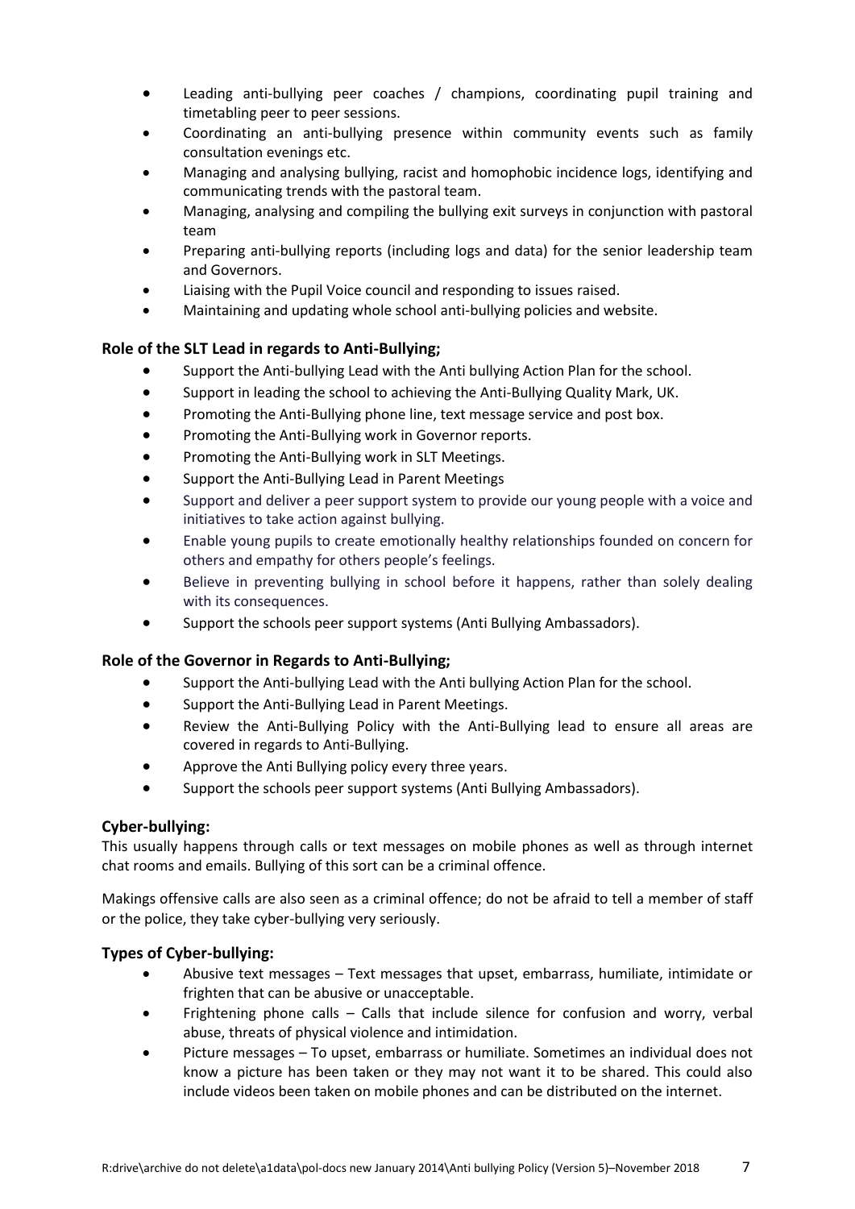- Leading anti-bullying peer coaches / champions, coordinating pupil training and timetabling peer to peer sessions.
- Coordinating an anti-bullying presence within community events such as family consultation evenings etc.
- Managing and analysing bullying, racist and homophobic incidence logs, identifying and communicating trends with the pastoral team.
- Managing, analysing and compiling the bullying exit surveys in conjunction with pastoral team
- Preparing anti-bullying reports (including logs and data) for the senior leadership team and Governors.
- Liaising with the Pupil Voice council and responding to issues raised.
- Maintaining and updating whole school anti-bullying policies and website.

### Role of the SLT Lead in regards to Anti-Bullying;

- Support the Anti-bullying Lead with the Anti bullying Action Plan for the school.
- Support in leading the school to achieving the Anti-Bullying Quality Mark, UK.
- Promoting the Anti-Bullying phone line, text message service and post box.
- Promoting the Anti-Bullying work in Governor reports.
- Promoting the Anti-Bullying work in SLT Meetings.
- Support the Anti-Bullying Lead in Parent Meetings
- Support and deliver a peer support system to provide our young people with a voice and initiatives to take action against bullying.
- Enable young pupils to create emotionally healthy relationships founded on concern for others and empathy for others people's feelings.
- Believe in preventing bullying in school before it happens, rather than solely dealing with its consequences.
- Support the schools peer support systems (Anti Bullying Ambassadors).

### Role of the Governor in Regards to Anti-Bullying;

- Support the Anti-bullying Lead with the Anti bullying Action Plan for the school.
- Support the Anti-Bullying Lead in Parent Meetings.
- Review the Anti-Bullying Policy with the Anti-Bullying lead to ensure all areas are covered in regards to Anti-Bullying.
- Approve the Anti Bullying policy every three years.
- Support the schools peer support systems (Anti Bullying Ambassadors).

### Cyber-bullying:

This usually happens through calls or text messages on mobile phones as well as through internet chat rooms and emails. Bullying of this sort can be a criminal offence.

Makings offensive calls are also seen as a criminal offence; do not be afraid to tell a member of staff or the police, they take cyber-bullying very seriously.

### Types of Cyber-bullying:

- Abusive text messages – Text messages that upset, embarrass, humiliate, intimidate or frighten that can be abusive or unacceptable.
- Frightening phone calls – Calls that include silence for confusion and worry, verbal abuse, threats of physical violence and intimidation.
- Picture messages – To upset, embarrass or humiliate. Sometimes an individual does not know a picture has been taken or they may not want it to be shared. This could also include videos been taken on mobile phones and can be distributed on the internet.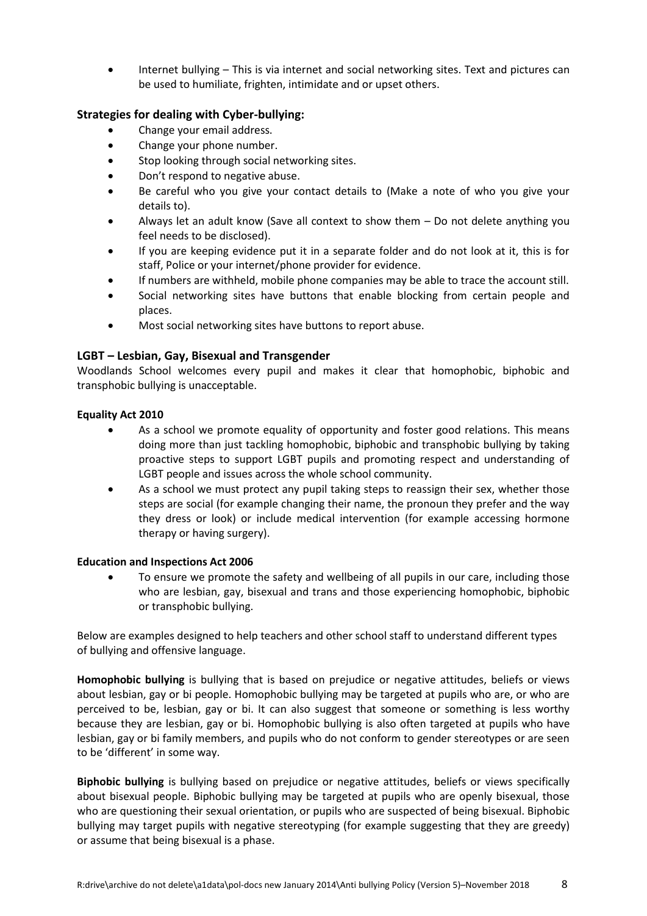- Internet bullying – This is via internet and social networking sites. Text and pictures can be used to humiliate, frighten, intimidate and or upset others.

### Strategies for dealing with Cyber-bullying:

- Change your email address.
- Change your phone number.
- Stop looking through social networking sites.
- Don't respond to negative abuse.
- Be careful who you give your contact details to (Make a note of who you give your details to).
- Always let an adult know (Save all context to show them – Do not delete anything you feel needs to be disclosed).
- If you are keeping evidence put it in a separate folder and do not look at it, this is for staff, Police or your internet/phone provider for evidence.
- If numbers are withheld, mobile phone companies may be able to trace the account still.
- Social networking sites have buttons that enable blocking from certain people and places.
- Most social networking sites have buttons to report abuse.

### LGBT – Lesbian, Gay, Bisexual and Transgender

Woodlands School welcomes every pupil and makes it clear that homophobic, biphobic and transphobic bullying is unacceptable.

**Equality Act 2010**

- As a school we promote equality of opportunity and foster good relations. This means doing more than just tackling homophobic, biphobic and transphobic bullying by taking proactive steps to support LGBT pupils and promoting respect and understanding of LGBT people and issues across the whole school community.
- As a school we must protect any pupil taking steps to reassign their sex, whether those steps are social (for example changing their name, the pronoun they prefer and the way they dress or look) or include medical intervention (for example accessing hormone therapy or having surgery).

**Education and Inspections Act 2006**

- To ensure we promote the safety and wellbeing of all pupils in our care, including those who are lesbian, gay, bisexual and trans and those experiencing homophobic, biphobic or transphobic bullying.

Below are examples designed to help teachers and other school staff to understand different types of bullying and offensive language.

**Homophobic bullying** is bullying that is based on prejudice or negative attitudes, beliefs or views about lesbian, gay or bi people. Homophobic bullying may be targeted at pupils who are, or who are perceived to be, lesbian, gay or bi. It can also suggest that someone or something is less worthy because they are lesbian, gay or bi. Homophobic bullying is also often targeted at pupils who have lesbian, gay or bi family members, and pupils who do not conform to gender stereotypes or are seen to be 'different' in some way.

**Biphobic bullying** is bullying based on prejudice or negative attitudes, beliefs or views specifically about bisexual people. Biphobic bullying may be targeted at pupils who are openly bisexual, those who are questioning their sexual orientation, or pupils who are suspected of being bisexual. Biphobic bullying may target pupils with negative stereotyping (for example suggesting that they are greedy) or assume that being bisexual is a phase.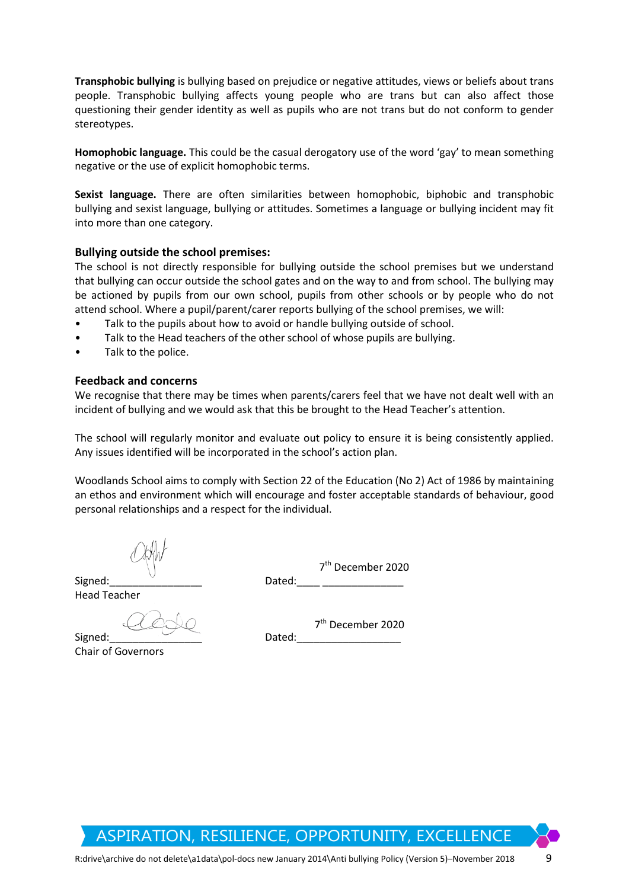**Transphobic bullying** is bullying based on prejudice or negative attitudes, views or beliefs about trans people. Transphobic bullying affects young people who are trans but can also affect those questioning their gender identity as well as pupils who are not trans but do not conform to gender stereotypes.

**Homophobic language.** This could be the casual derogatory use of the word 'gay' to mean something negative or the use of explicit homophobic terms.

**Sexist language.** There are often similarities between homophobic, biphobic and transphobic bullying and sexist language, bullying or attitudes. Sometimes a language or bullying incident may fit into more than one category.

### Bullying outside the school premises:

The school is not directly responsible for bullying outside the school premises but we understand that bullying can occur outside the school gates and on the way to and from school. The bullying may be actioned by pupils from our own school, pupils from other schools or by people who do not attend school. Where a pupil/parent/carer reports bullying of the school premises, we will:

- Talk to the pupils about how to avoid or handle bullying outside of school.
- Talk to the Head teachers of the other school of whose pupils are bullying.
- Talk to the police.

### Feedback and concerns

We recognise that there may be times when parents/carers feel that we have not dealt well with an incident of bullying and we would ask that this be brought to the Head Teacher's attention.

The school will regularly monitor and evaluate out policy to ensure it is being consistently applied. Any issues identified will be incorporated in the school's action plan.

Woodlands School aims to comply with Section 22 of the Education (No 2) Act of 1986 by maintaining an ethos and environment which will encourage and foster acceptable standards of behaviour, good personal relationships and a respect for the individual.

Signed:________________ Dated: 7th December 2020
Head Teacher

Signed:________________ Dated: 7th December 2020
Chair of Governors

ASPIRATION, RESILIENCE, OPPORTUNITY, EXCELLENCE